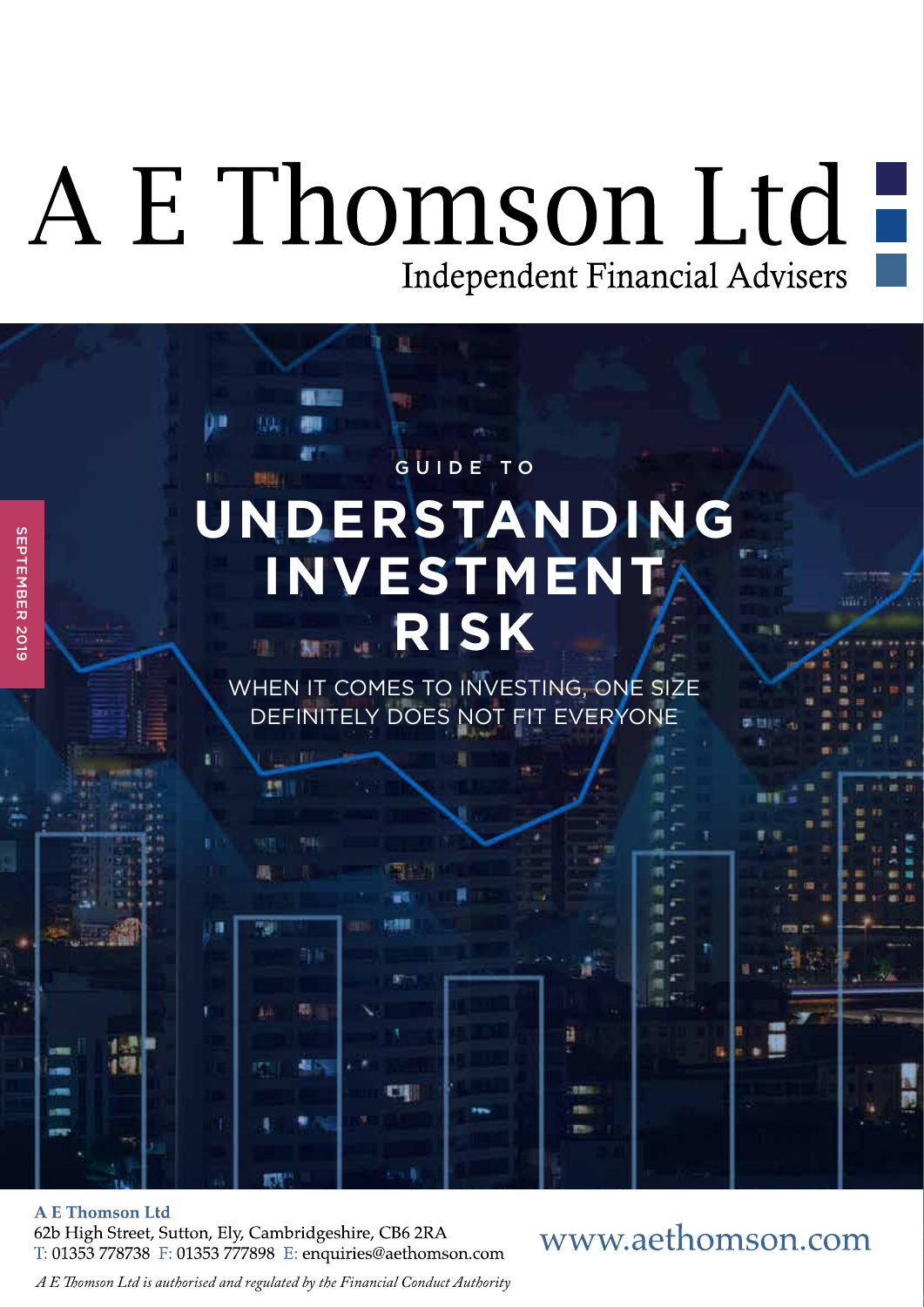# A E Thomson Ltd

Independent Financial Advisers

SEPTEMBER 2019

GUIDE TO

# UNDERSTANDING INVESTMENT RISK

WHEN IT COMES TO INVESTING, ONE SIZE DEFINITELY DOES NOT FIT EVERYONE

**A E Thomson Ltd**
62b High Street, Sutton, Ely, Cambridgeshire, CB6 2RA
T: 01353 778738 F: 01353 777898 E: enquiries@aethomson.com

www.aethomson.com

*A E Thomson Ltd is authorised and regulated by the Financial Conduct Authority*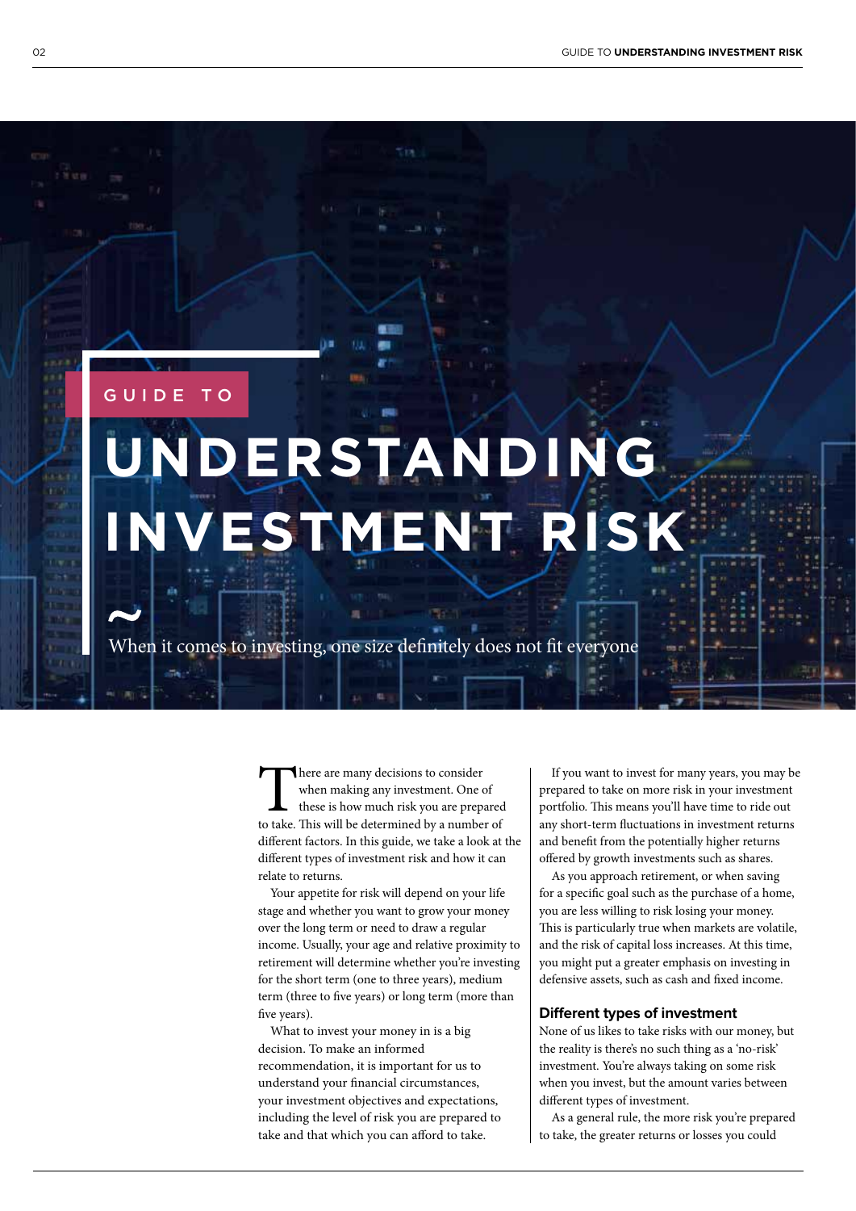# GUIDE TO UNDERSTANDING INVESTMENT RISK

~

When it comes to investing, one size definitely does not fit everyone

There are many decisions to consider when making any investment. One of these is how much risk you are prepared to take. This will be determined by a number of different factors. In this guide, we take a look at the different types of investment risk and how it can relate to returns.

Your appetite for risk will depend on your life stage and whether you want to grow your money over the long term or need to draw a regular income. Usually, your age and relative proximity to retirement will determine whether you're investing for the short term (one to three years), medium term (three to five years) or long term (more than five years).

What to invest your money in is a big decision. To make an informed recommendation, it is important for us to understand your financial circumstances, your investment objectives and expectations, including the level of risk you are prepared to take and that which you can afford to take.

If you want to invest for many years, you may be prepared to take on more risk in your investment portfolio. This means you'll have time to ride out any short-term fluctuations in investment returns and benefit from the potentially higher returns offered by growth investments such as shares.

As you approach retirement, or when saving for a specific goal such as the purchase of a home, you are less willing to risk losing your money. This is particularly true when markets are volatile, and the risk of capital loss increases. At this time, you might put a greater emphasis on investing in defensive assets, such as cash and fixed income.

## Different types of investment

None of us likes to take risks with our money, but the reality is there's no such thing as a 'no-risk' investment. You're always taking on some risk when you invest, but the amount varies between different types of investment.

As a general rule, the more risk you're prepared to take, the greater returns or losses you could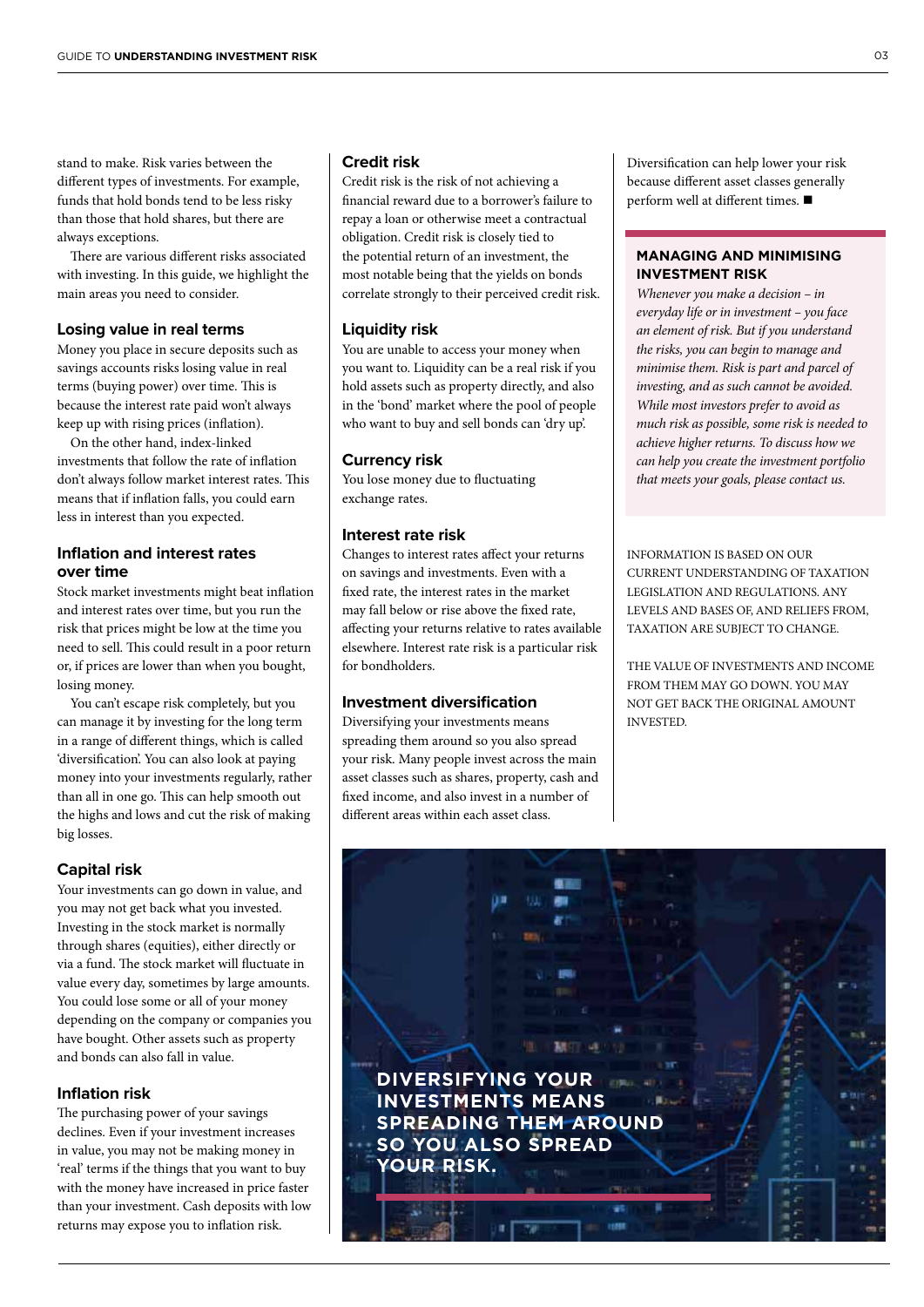stand to make. Risk varies between the different types of investments. For example, funds that hold bonds tend to be less risky than those that hold shares, but there are always exceptions.

There are various different risks associated with investing. In this guide, we highlight the main areas you need to consider.

### Losing value in real terms

Money you place in secure deposits such as savings accounts risks losing value in real terms (buying power) over time. This is because the interest rate paid won't always keep up with rising prices (inflation).

On the other hand, index-linked investments that follow the rate of inflation don't always follow market interest rates. This means that if inflation falls, you could earn less in interest than you expected.

### Inflation and interest rates over time

Stock market investments might beat inflation and interest rates over time, but you run the risk that prices might be low at the time you need to sell. This could result in a poor return or, if prices are lower than when you bought, losing money.

You can't escape risk completely, but you can manage it by investing for the long term in a range of different things, which is called 'diversification'. You can also look at paying money into your investments regularly, rather than all in one go. This can help smooth out the highs and lows and cut the risk of making big losses.

### Capital risk

Your investments can go down in value, and you may not get back what you invested. Investing in the stock market is normally through shares (equities), either directly or via a fund. The stock market will fluctuate in value every day, sometimes by large amounts. You could lose some or all of your money depending on the company or companies you have bought. Other assets such as property and bonds can also fall in value.

### Inflation risk

The purchasing power of your savings declines. Even if your investment increases in value, you may not be making money in 'real' terms if the things that you want to buy with the money have increased in price faster than your investment. Cash deposits with low returns may expose you to inflation risk.

### Credit risk

Credit risk is the risk of not achieving a financial reward due to a borrower's failure to repay a loan or otherwise meet a contractual obligation. Credit risk is closely tied to the potential return of an investment, the most notable being that the yields on bonds correlate strongly to their perceived credit risk.

### Liquidity risk

You are unable to access your money when you want to. Liquidity can be a real risk if you hold assets such as property directly, and also in the 'bond' market where the pool of people who want to buy and sell bonds can 'dry up'.

### Currency risk

You lose money due to fluctuating exchange rates.

### Interest rate risk

Changes to interest rates affect your returns on savings and investments. Even with a fixed rate, the interest rates in the market may fall below or rise above the fixed rate, affecting your returns relative to rates available elsewhere. Interest rate risk is a particular risk for bondholders.

### Investment diversification

Diversifying your investments means spreading them around so you also spread your risk. Many people invest across the main asset classes such as shares, property, cash and fixed income, and also invest in a number of different areas within each asset class.

Diversification can help lower your risk because different asset classes generally perform well at different times. ■

**DIVERSIFYING YOUR INVESTMENTS MEANS SPREADING THEM AROUND SO YOU ALSO SPREAD YOUR RISK.**

### MANAGING AND MINIMISING INVESTMENT RISK

*Whenever you make a decision – in everyday life or in investment – you face an element of risk. But if you understand the risks, you can begin to manage and minimise them. Risk is part and parcel of investing, and as such cannot be avoided. While most investors prefer to avoid as much risk as possible, some risk is needed to achieve higher returns. To discuss how we can help you create the investment portfolio that meets your goals, please contact us.*

INFORMATION IS BASED ON OUR CURRENT UNDERSTANDING OF TAXATION LEGISLATION AND REGULATIONS. ANY LEVELS AND BASES OF, AND RELIEFS FROM, TAXATION ARE SUBJECT TO CHANGE.

THE VALUE OF INVESTMENTS AND INCOME FROM THEM MAY GO DOWN. YOU MAY NOT GET BACK THE ORIGINAL AMOUNT INVESTED.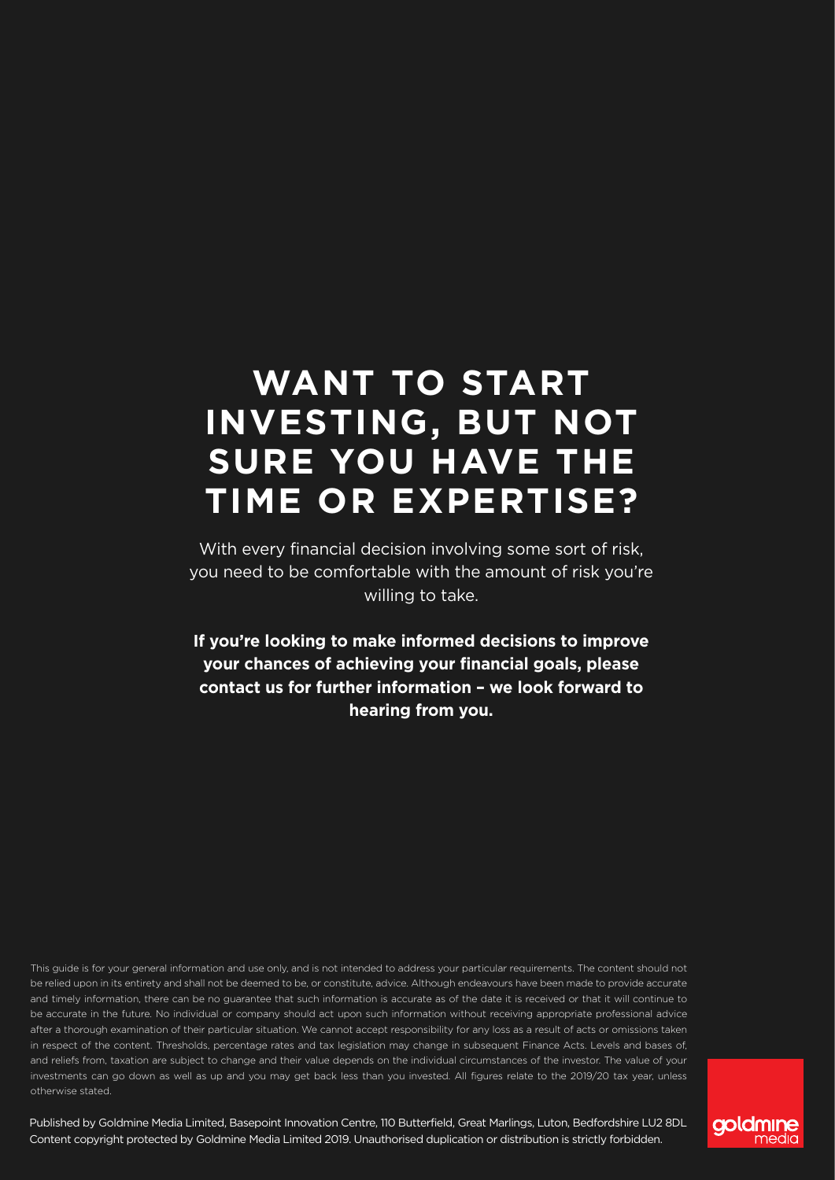# WANT TO START INVESTING, BUT NOT SURE YOU HAVE THE TIME OR EXPERTISE?

With every financial decision involving some sort of risk, you need to be comfortable with the amount of risk you're willing to take.

**If you're looking to make informed decisions to improve your chances of achieving your financial goals, please contact us for further information – we look forward to hearing from you.**

This guide is for your general information and use only, and is not intended to address your particular requirements. The content should not be relied upon in its entirety and shall not be deemed to be, or constitute, advice. Although endeavours have been made to provide accurate and timely information, there can be no guarantee that such information is accurate as of the date it is received or that it will continue to be accurate in the future. No individual or company should act upon such information without receiving appropriate professional advice after a thorough examination of their particular situation. We cannot accept responsibility for any loss as a result of acts or omissions taken in respect of the content. Thresholds, percentage rates and tax legislation may change in subsequent Finance Acts. Levels and bases of, and reliefs from, taxation are subject to change and their value depends on the individual circumstances of the investor. The value of your investments can go down as well as up and you may get back less than you invested. All figures relate to the 2019/20 tax year, unless otherwise stated.

Published by Goldmine Media Limited, Basepoint Innovation Centre, 110 Butterfield, Great Marlings, Luton, Bedfordshire LU2 8DL
Content copyright protected by Goldmine Media Limited 2019. Unauthorised duplication or distribution is strictly forbidden.

goldmine media